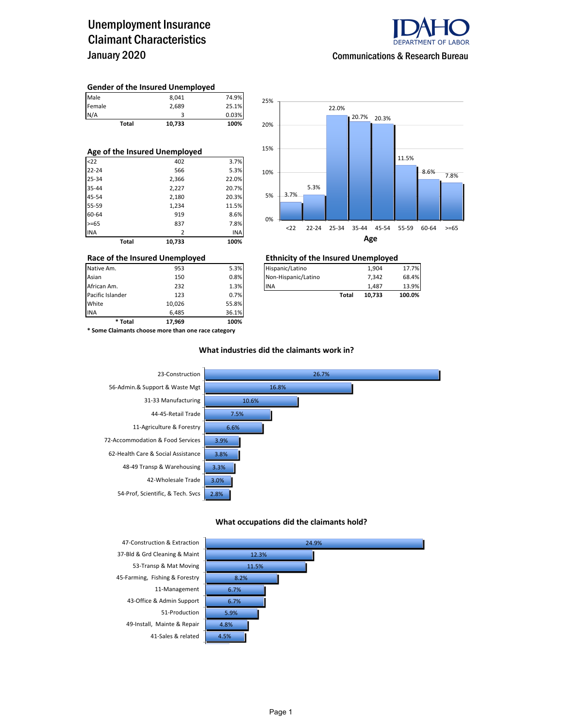# Unemployment Insurance Claimant Characteristics
## January 2020

IDAHO DEPARTMENT OF LABOR

Communications & Research Bureau

### Gender of the Insured Unemployed

| | | |
|---|---|---|
| Male | 8,041 | 74.9% |
| Female | 2,689 | 25.1% |
| N/A | 3 | 0.03% |
| **Total** | **10,733** | **100%** |

### Age of the Insured Unemployed

| | | |
|---|---|---|
| <22 | 402 | 3.7% |
| 22-24 | 566 | 5.3% |
| 25-34 | 2,366 | 22.0% |
| 35-44 | 2,227 | 20.7% |
| 45-54 | 2,180 | 20.3% |
| 55-59 | 1,234 | 11.5% |
| 60-64 | 919 | 8.6% |
| >=65 | 837 | 7.8% |
| INA | 2 | INA |
| **Total** | **10,733** | **100%** |

**Age**

| Age | <22 | 22-24 | 25-34 | 35-44 | 45-54 | 55-59 | 60-64 | >=65 |
|---|---|---|---|---|---|---|---|---|
| Percent | 3.7% | 5.3% | 22.0% | 20.7% | 20.3% | 11.5% | 8.6% | 7.8% |

### Race of the Insured Unemployed

| | | |
|---|---|---|
| Native Am. | 953 | 5.3% |
| Asian | 150 | 0.8% |
| African Am. | 232 | 1.3% |
| Pacific Islander | 123 | 0.7% |
| White | 10,026 | 55.8% |
| INA | 6,485 | 36.1% |
| *** Total** | **17,969** | **100%** |

**\* Some Claimants choose more than one race category**

### Ethnicity of the Insured Unemployed

| | | |
|---|---|---|
| Hispanic/Latino | 1,904 | 17.7% |
| Non-Hispanic/Latino | 7,342 | 68.4% |
| INA | 1,487 | 13.9% |
| **Total** | **10,733** | **100.0%** |

### What industries did the claimants work in?

| Industry | Percent |
|---|---|
| 23-Construction | 26.7% |
| 56-Admin.& Support & Waste Mgt | 16.8% |
| 31-33 Manufacturing | 10.6% |
| 44-45-Retail Trade | 7.5% |
| 11-Agriculture & Forestry | 6.6% |
| 72-Accommodation & Food Services | 3.9% |
| 62-Health Care & Social Assistance | 3.8% |
| 48-49 Transp & Warehousing | 3.3% |
| 42-Wholesale Trade | 3.0% |
| 54-Prof, Scientific, & Tech. Svcs | 2.8% |

### What occupations did the claimants hold?

| Occupation | Percent |
|---|---|
| 47-Construction & Extraction | 24.9% |
| 37-Bld & Grd Cleaning & Maint | 12.3% |
| 53-Transp & Mat Moving | 11.5% |
| 45-Farming, Fishing & Forestry | 8.2% |
| 11-Management | 6.7% |
| 43-Office & Admin Support | 6.7% |
| 51-Production | 5.9% |
| 49-Install, Mainte & Repair | 4.8% |
| 41-Sales & related | 4.5% |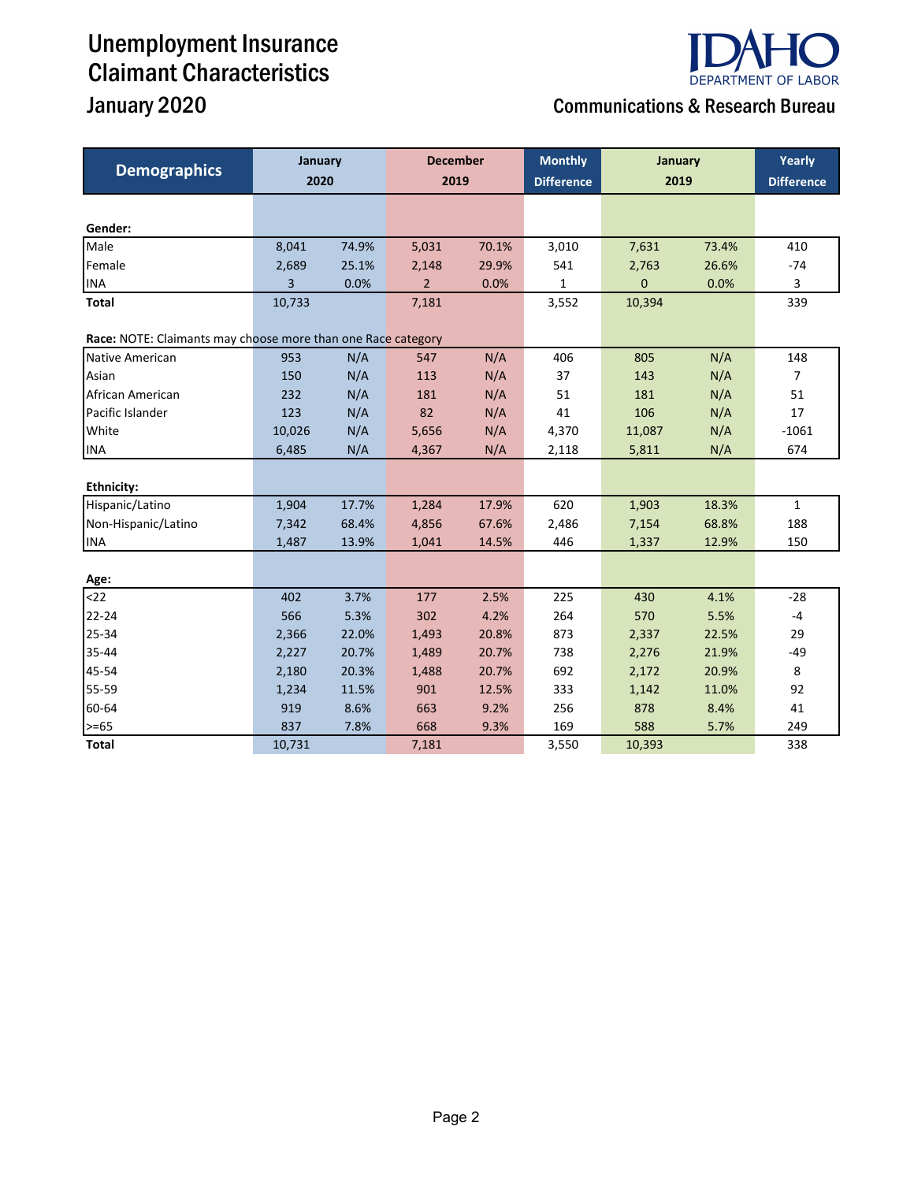# Unemployment Insurance Claimant Characteristics

## January 2020

Communications & Research Bureau

IDAHO DEPARTMENT OF LABOR

| Demographics | January 2020 | | December 2019 | | Monthly Difference | January 2019 | | Yearly Difference |
|---|---|---|---|---|---|---|---|---|
| **Gender:** | | | | | | | | |
| Male | 8,041 | 74.9% | 5,031 | 70.1% | 3,010 | 7,631 | 73.4% | 410 |
| Female | 2,689 | 25.1% | 2,148 | 29.9% | 541 | 2,763 | 26.6% | -74 |
| INA | 3 | 0.0% | 2 | 0.0% | 1 | 0 | 0.0% | 3 |
| **Total** | 10,733 | | 7,181 | | 3,552 | 10,394 | | 339 |
| **Race:** NOTE: Claimants may choose more than one Race category | | | | | | | | |
| Native American | 953 | N/A | 547 | N/A | 406 | 805 | N/A | 148 |
| Asian | 150 | N/A | 113 | N/A | 37 | 143 | N/A | 7 |
| African American | 232 | N/A | 181 | N/A | 51 | 181 | N/A | 51 |
| Pacific Islander | 123 | N/A | 82 | N/A | 41 | 106 | N/A | 17 |
| White | 10,026 | N/A | 5,656 | N/A | 4,370 | 11,087 | N/A | -1061 |
| INA | 6,485 | N/A | 4,367 | N/A | 2,118 | 5,811 | N/A | 674 |
| **Ethnicity:** | | | | | | | | |
| Hispanic/Latino | 1,904 | 17.7% | 1,284 | 17.9% | 620 | 1,903 | 18.3% | 1 |
| Non-Hispanic/Latino | 7,342 | 68.4% | 4,856 | 67.6% | 2,486 | 7,154 | 68.8% | 188 |
| INA | 1,487 | 13.9% | 1,041 | 14.5% | 446 | 1,337 | 12.9% | 150 |
| **Age:** | | | | | | | | |
| <22 | 402 | 3.7% | 177 | 2.5% | 225 | 430 | 4.1% | -28 |
| 22-24 | 566 | 5.3% | 302 | 4.2% | 264 | 570 | 5.5% | -4 |
| 25-34 | 2,366 | 22.0% | 1,493 | 20.8% | 873 | 2,337 | 22.5% | 29 |
| 35-44 | 2,227 | 20.7% | 1,489 | 20.7% | 738 | 2,276 | 21.9% | -49 |
| 45-54 | 2,180 | 20.3% | 1,488 | 20.7% | 692 | 2,172 | 20.9% | 8 |
| 55-59 | 1,234 | 11.5% | 901 | 12.5% | 333 | 1,142 | 11.0% | 92 |
| 60-64 | 919 | 8.6% | 663 | 9.2% | 256 | 878 | 8.4% | 41 |
| >=65 | 837 | 7.8% | 668 | 9.3% | 169 | 588 | 5.7% | 249 |
| **Total** | 10,731 | | 7,181 | | 3,550 | 10,393 | | 338 |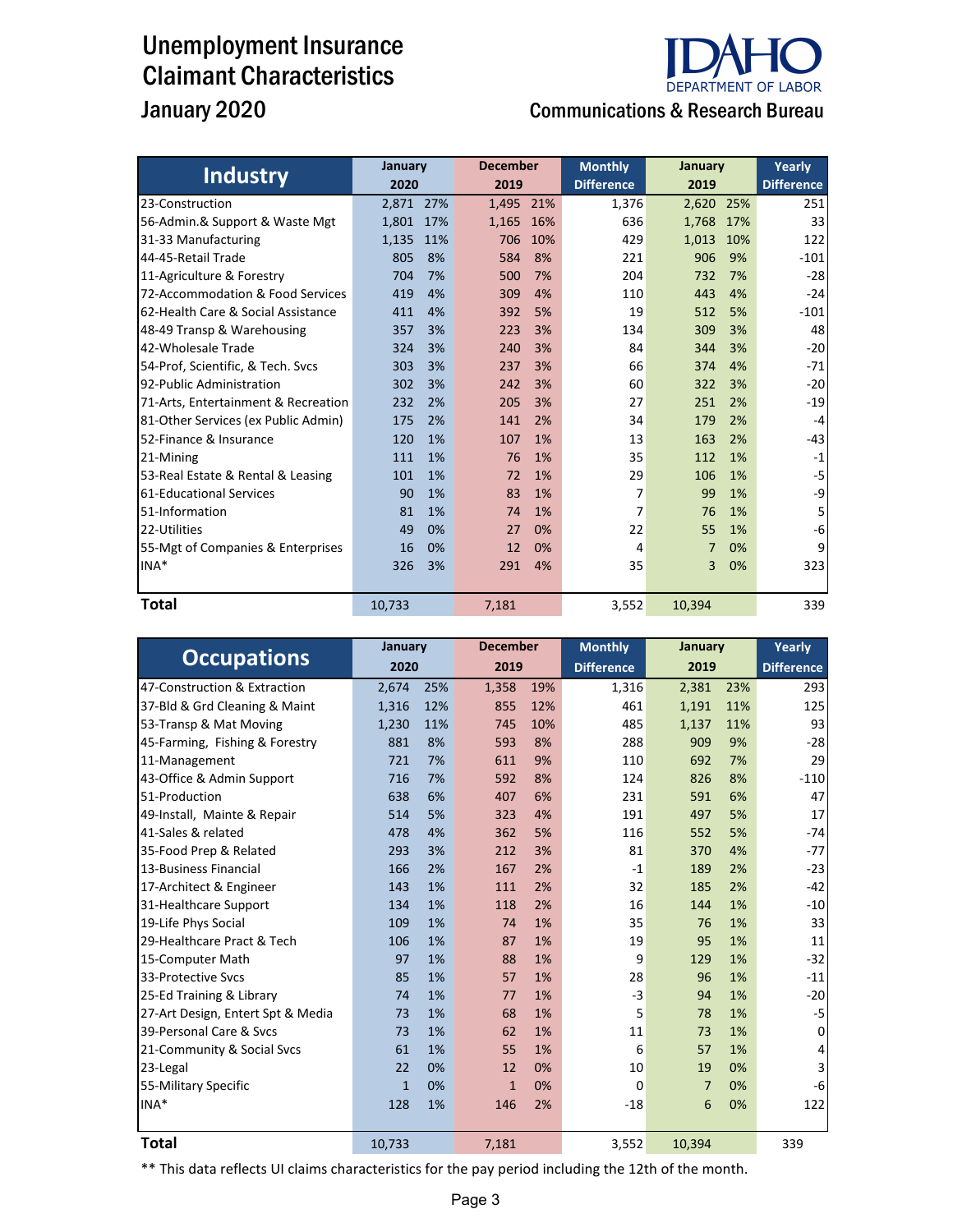# Unemployment Insurance Claimant Characteristics

## January 2020

IDAHO DEPARTMENT OF LABOR

Communications & Research Bureau

| Industry | January 2020 | | December 2019 | | Monthly Difference | January 2019 | | Yearly Difference |
|---|---|---|---|---|---|---|---|---|
| 23-Construction | 2,871 | 27% | 1,495 | 21% | 1,376 | 2,620 | 25% | 251 |
| 56-Admin.& Support & Waste Mgt | 1,801 | 17% | 1,165 | 16% | 636 | 1,768 | 17% | 33 |
| 31-33 Manufacturing | 1,135 | 11% | 706 | 10% | 429 | 1,013 | 10% | 122 |
| 44-45-Retail Trade | 805 | 8% | 584 | 8% | 221 | 906 | 9% | -101 |
| 11-Agriculture & Forestry | 704 | 7% | 500 | 7% | 204 | 732 | 7% | -28 |
| 72-Accommodation & Food Services | 419 | 4% | 309 | 4% | 110 | 443 | 4% | -24 |
| 62-Health Care & Social Assistance | 411 | 4% | 392 | 5% | 19 | 512 | 5% | -101 |
| 48-49 Transp & Warehousing | 357 | 3% | 223 | 3% | 134 | 309 | 3% | 48 |
| 42-Wholesale Trade | 324 | 3% | 240 | 3% | 84 | 344 | 3% | -20 |
| 54-Prof, Scientific, & Tech. Svcs | 303 | 3% | 237 | 3% | 66 | 374 | 4% | -71 |
| 92-Public Administration | 302 | 3% | 242 | 3% | 60 | 322 | 3% | -20 |
| 71-Arts, Entertainment & Recreation | 232 | 2% | 205 | 3% | 27 | 251 | 2% | -19 |
| 81-Other Services (ex Public Admin) | 175 | 2% | 141 | 2% | 34 | 179 | 2% | -4 |
| 52-Finance & Insurance | 120 | 1% | 107 | 1% | 13 | 163 | 2% | -43 |
| 21-Mining | 111 | 1% | 76 | 1% | 35 | 112 | 1% | -1 |
| 53-Real Estate & Rental & Leasing | 101 | 1% | 72 | 1% | 29 | 106 | 1% | -5 |
| 61-Educational Services | 90 | 1% | 83 | 1% | 7 | 99 | 1% | -9 |
| 51-Information | 81 | 1% | 74 | 1% | 7 | 76 | 1% | 5 |
| 22-Utilities | 49 | 0% | 27 | 0% | 22 | 55 | 1% | -6 |
| 55-Mgt of Companies & Enterprises | 16 | 0% | 12 | 0% | 4 | 7 | 0% | 9 |
| INA* | 326 | 3% | 291 | 4% | 35 | 3 | 0% | 323 |
| **Total** | 10,733 | | 7,181 | | 3,552 | 10,394 | | 339 |

| Occupations | January 2020 | | December 2019 | | Monthly Difference | January 2019 | | Yearly Difference |
|---|---|---|---|---|---|---|---|---|
| 47-Construction & Extraction | 2,674 | 25% | 1,358 | 19% | 1,316 | 2,381 | 23% | 293 |
| 37-Bld & Grd Cleaning & Maint | 1,316 | 12% | 855 | 12% | 461 | 1,191 | 11% | 125 |
| 53-Transp & Mat Moving | 1,230 | 11% | 745 | 10% | 485 | 1,137 | 11% | 93 |
| 45-Farming, Fishing & Forestry | 881 | 8% | 593 | 8% | 288 | 909 | 9% | -28 |
| 11-Management | 721 | 7% | 611 | 9% | 110 | 692 | 7% | 29 |
| 43-Office & Admin Support | 716 | 7% | 592 | 8% | 124 | 826 | 8% | -110 |
| 51-Production | 638 | 6% | 407 | 6% | 231 | 591 | 6% | 47 |
| 49-Install, Mainte & Repair | 514 | 5% | 323 | 4% | 191 | 497 | 5% | 17 |
| 41-Sales & related | 478 | 4% | 362 | 5% | 116 | 552 | 5% | -74 |
| 35-Food Prep & Related | 293 | 3% | 212 | 3% | 81 | 370 | 4% | -77 |
| 13-Business Financial | 166 | 2% | 167 | 2% | -1 | 189 | 2% | -23 |
| 17-Architect & Engineer | 143 | 1% | 111 | 2% | 32 | 185 | 2% | -42 |
| 31-Healthcare Support | 134 | 1% | 118 | 2% | 16 | 144 | 1% | -10 |
| 19-Life Phys Social | 109 | 1% | 74 | 1% | 35 | 76 | 1% | 33 |
| 29-Healthcare Pract & Tech | 106 | 1% | 87 | 1% | 19 | 95 | 1% | 11 |
| 15-Computer Math | 97 | 1% | 88 | 1% | 9 | 129 | 1% | -32 |
| 33-Protective Svcs | 85 | 1% | 57 | 1% | 28 | 96 | 1% | -11 |
| 25-Ed Training & Library | 74 | 1% | 77 | 1% | -3 | 94 | 1% | -20 |
| 27-Art Design, Entert Spt & Media | 73 | 1% | 68 | 1% | 5 | 78 | 1% | -5 |
| 39-Personal Care & Svcs | 73 | 1% | 62 | 1% | 11 | 73 | 1% | 0 |
| 21-Community & Social Svcs | 61 | 1% | 55 | 1% | 6 | 57 | 1% | 4 |
| 23-Legal | 22 | 0% | 12 | 0% | 10 | 19 | 0% | 3 |
| 55-Military Specific | 1 | 0% | 1 | 0% | 0 | 7 | 0% | -6 |
| INA* | 128 | 1% | 146 | 2% | -18 | 6 | 0% | 122 |
| **Total** | 10,733 | | 7,181 | | 3,552 | 10,394 | | 339 |

** This data reflects UI claims characteristics for the pay period including the 12th of the month.